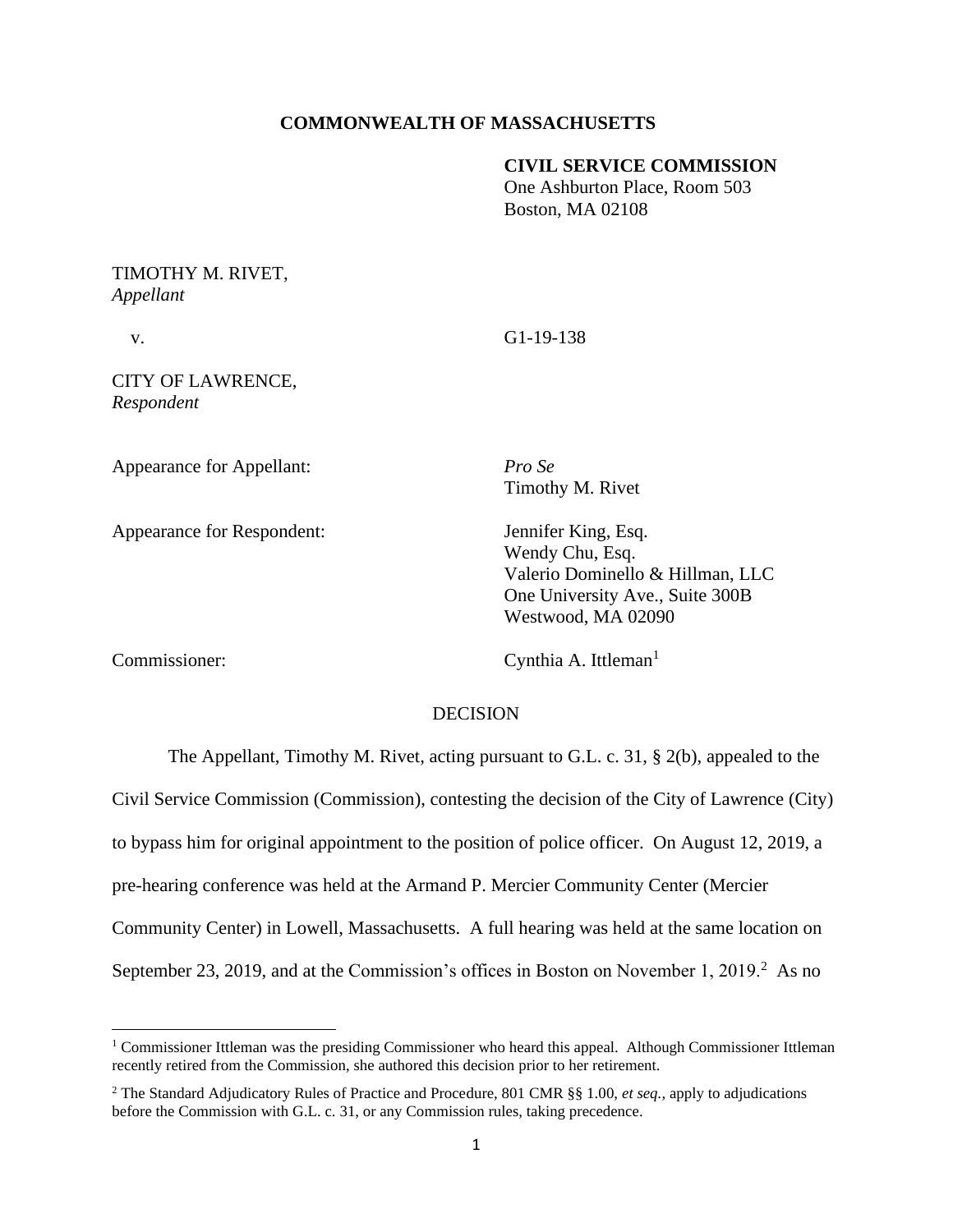**COMMONWEALTH OF MASSACHUSETTS**

**CIVIL SERVICE COMMISSION**
One Ashburton Place, Room 503
Boston, MA 02108

TIMOTHY M. RIVET,
*Appellant*

v. G1-19-138

CITY OF LAWRENCE,
*Respondent*

Appearance for Appellant: *Pro Se*
Timothy M. Rivet

Appearance for Respondent: Jennifer King, Esq.
Wendy Chu, Esq.
Valerio Dominello & Hillman, LLC
One University Ave., Suite 300B
Westwood, MA 02090

Commissioner: Cynthia A. Ittleman[1]

DECISION

The Appellant, Timothy M. Rivet, acting pursuant to G.L. c. 31, § 2(b), appealed to the Civil Service Commission (Commission), contesting the decision of the City of Lawrence (City) to bypass him for original appointment to the position of police officer. On August 12, 2019, a pre-hearing conference was held at the Armand P. Mercier Community Center (Mercier Community Center) in Lowell, Massachusetts. A full hearing was held at the same location on September 23, 2019, and at the Commission's offices in Boston on November 1, 2019.[2] As no

---

[1] Commissioner Ittleman was the presiding Commissioner who heard this appeal. Although Commissioner Ittleman recently retired from the Commission, she authored this decision prior to her retirement.

[2] The Standard Adjudicatory Rules of Practice and Procedure, 801 CMR §§ 1.00, *et seq.*, apply to adjudications before the Commission with G.L. c. 31, or any Commission rules, taking precedence.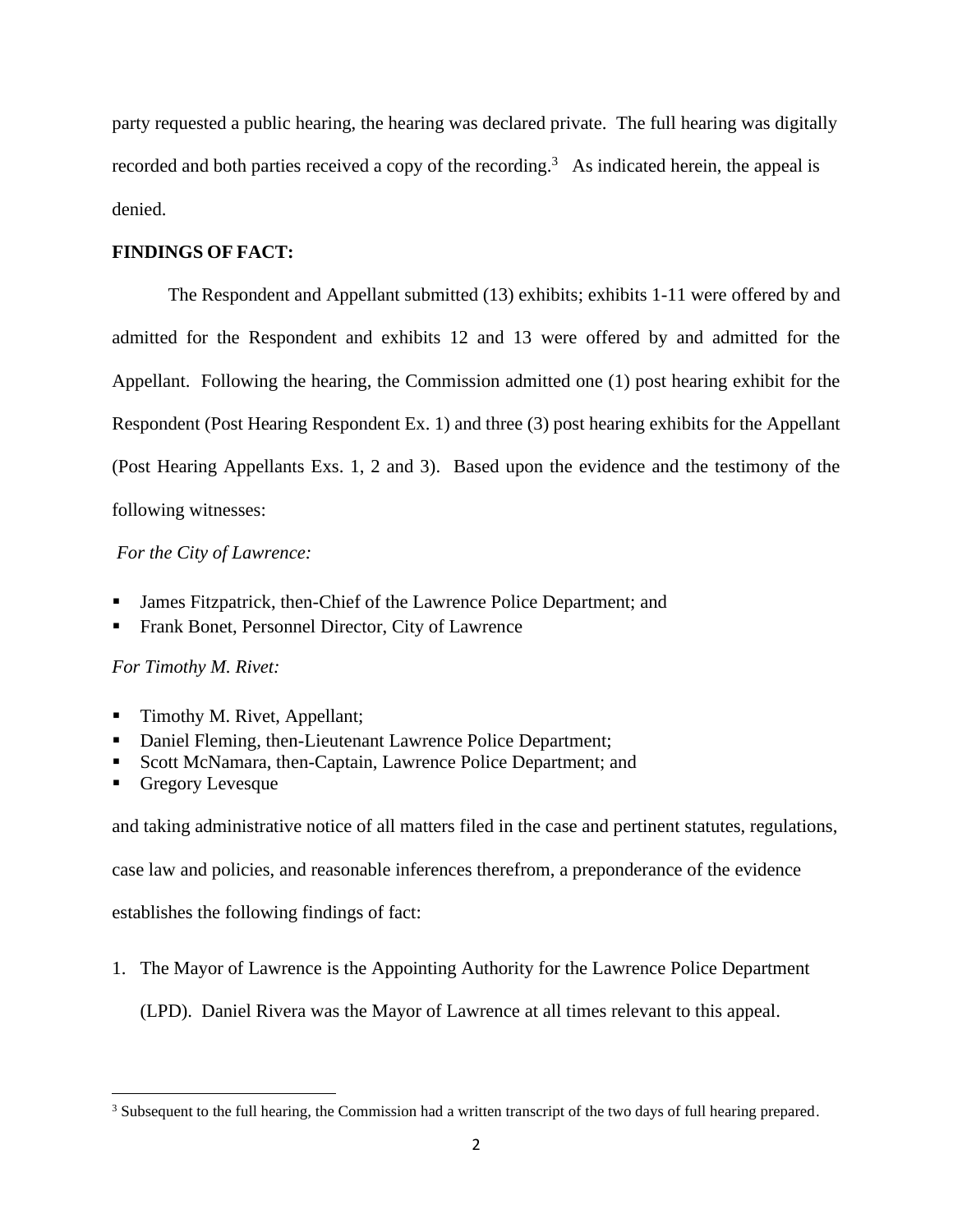party requested a public hearing, the hearing was declared private. The full hearing was digitally recorded and both parties received a copy of the recording.[3] As indicated herein, the appeal is denied.

**FINDINGS OF FACT:**

The Respondent and Appellant submitted (13) exhibits; exhibits 1-11 were offered by and admitted for the Respondent and exhibits 12 and 13 were offered by and admitted for the Appellant. Following the hearing, the Commission admitted one (1) post hearing exhibit for the Respondent (Post Hearing Respondent Ex. 1) and three (3) post hearing exhibits for the Appellant (Post Hearing Appellants Exs. 1, 2 and 3). Based upon the evidence and the testimony of the following witnesses:

*For the City of Lawrence:*

- James Fitzpatrick, then-Chief of the Lawrence Police Department; and
- Frank Bonet, Personnel Director, City of Lawrence

*For Timothy M. Rivet:*

- Timothy M. Rivet, Appellant;
- Daniel Fleming, then-Lieutenant Lawrence Police Department;
- Scott McNamara, then-Captain, Lawrence Police Department; and
- Gregory Levesque

and taking administrative notice of all matters filed in the case and pertinent statutes, regulations, case law and policies, and reasonable inferences therefrom, a preponderance of the evidence establishes the following findings of fact:

1. The Mayor of Lawrence is the Appointing Authority for the Lawrence Police Department (LPD). Daniel Rivera was the Mayor of Lawrence at all times relevant to this appeal.

---

[3] Subsequent to the full hearing, the Commission had a written transcript of the two days of full hearing prepared.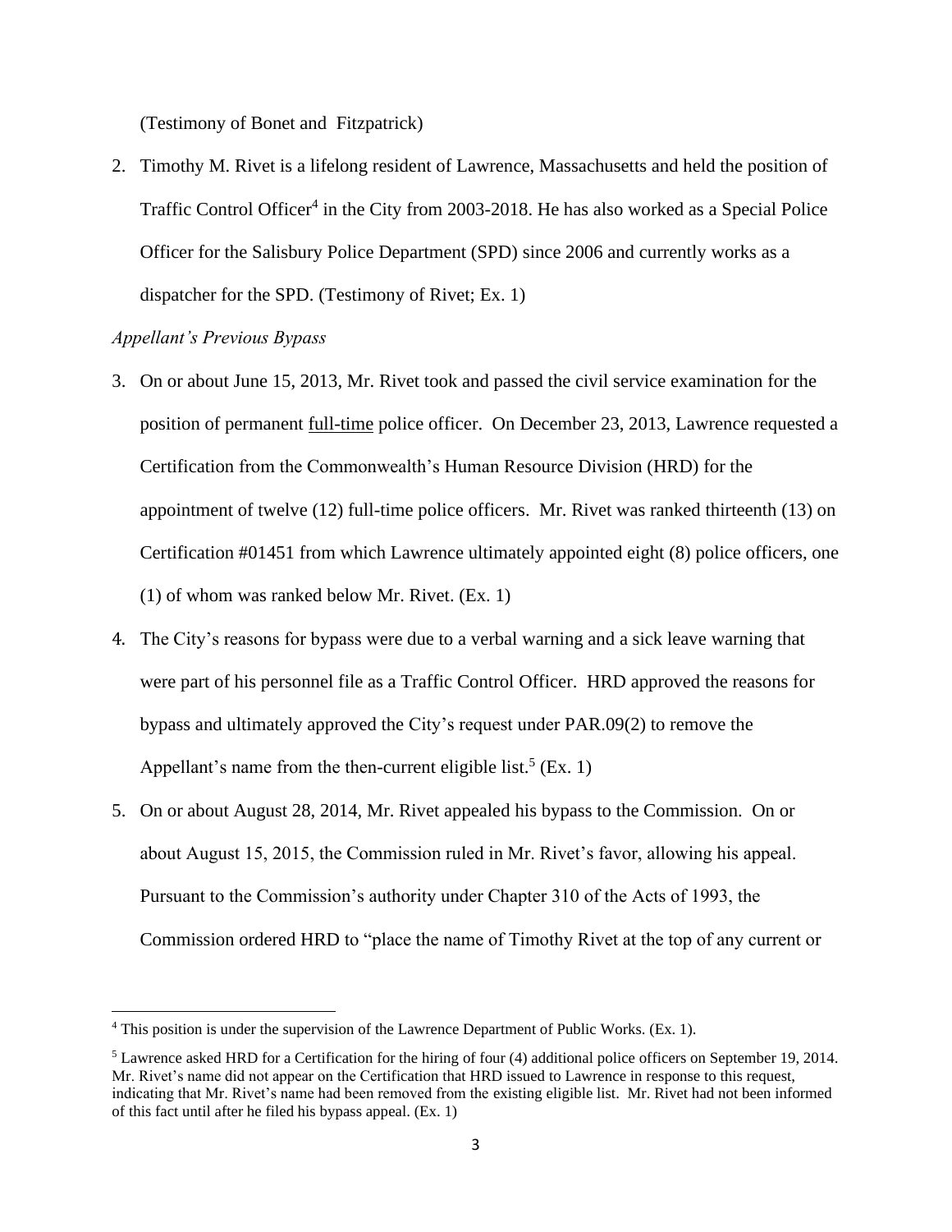(Testimony of Bonet and Fitzpatrick)

2. Timothy M. Rivet is a lifelong resident of Lawrence, Massachusetts and held the position of Traffic Control Officer[4] in the City from 2003-2018. He has also worked as a Special Police Officer for the Salisbury Police Department (SPD) since 2006 and currently works as a dispatcher for the SPD. (Testimony of Rivet; Ex. 1)

*Appellant's Previous Bypass*

3. On or about June 15, 2013, Mr. Rivet took and passed the civil service examination for the position of permanent full-time police officer. On December 23, 2013, Lawrence requested a Certification from the Commonwealth's Human Resource Division (HRD) for the appointment of twelve (12) full-time police officers. Mr. Rivet was ranked thirteenth (13) on Certification #01451 from which Lawrence ultimately appointed eight (8) police officers, one (1) of whom was ranked below Mr. Rivet. (Ex. 1)

4. The City's reasons for bypass were due to a verbal warning and a sick leave warning that were part of his personnel file as a Traffic Control Officer. HRD approved the reasons for bypass and ultimately approved the City's request under PAR.09(2) to remove the Appellant's name from the then-current eligible list.[5] (Ex. 1)

5. On or about August 28, 2014, Mr. Rivet appealed his bypass to the Commission. On or about August 15, 2015, the Commission ruled in Mr. Rivet's favor, allowing his appeal. Pursuant to the Commission's authority under Chapter 310 of the Acts of 1993, the Commission ordered HRD to "place the name of Timothy Rivet at the top of any current or

---

[4] This position is under the supervision of the Lawrence Department of Public Works. (Ex. 1).

[5] Lawrence asked HRD for a Certification for the hiring of four (4) additional police officers on September 19, 2014. Mr. Rivet's name did not appear on the Certification that HRD issued to Lawrence in response to this request, indicating that Mr. Rivet's name had been removed from the existing eligible list. Mr. Rivet had not been informed of this fact until after he filed his bypass appeal. (Ex. 1)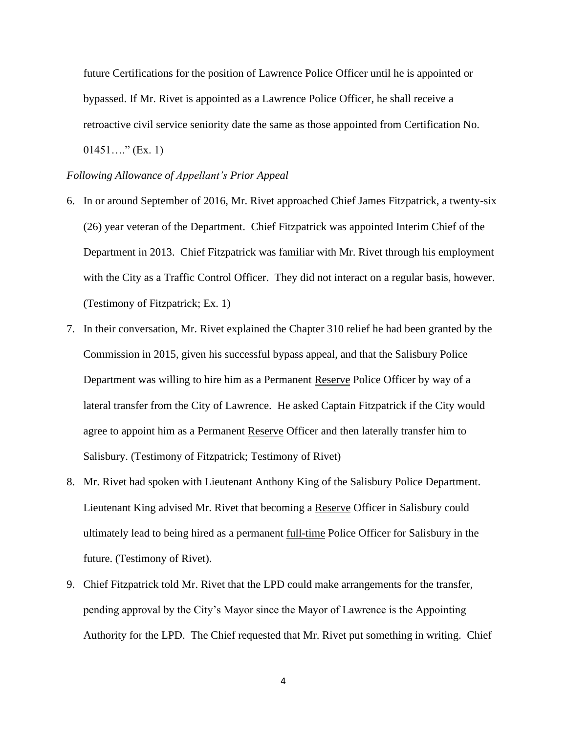future Certifications for the position of Lawrence Police Officer until he is appointed or bypassed. If Mr. Rivet is appointed as a Lawrence Police Officer, he shall receive a retroactive civil service seniority date the same as those appointed from Certification No. 01451…." (Ex. 1)

*Following Allowance of Appellant's Prior Appeal*

6. In or around September of 2016, Mr. Rivet approached Chief James Fitzpatrick, a twenty-six (26) year veteran of the Department. Chief Fitzpatrick was appointed Interim Chief of the Department in 2013. Chief Fitzpatrick was familiar with Mr. Rivet through his employment with the City as a Traffic Control Officer. They did not interact on a regular basis, however. (Testimony of Fitzpatrick; Ex. 1)

7. In their conversation, Mr. Rivet explained the Chapter 310 relief he had been granted by the Commission in 2015, given his successful bypass appeal, and that the Salisbury Police Department was willing to hire him as a Permanent <u>Reserve</u> Police Officer by way of a lateral transfer from the City of Lawrence. He asked Captain Fitzpatrick if the City would agree to appoint him as a Permanent <u>Reserve</u> Officer and then laterally transfer him to Salisbury. (Testimony of Fitzpatrick; Testimony of Rivet)

8. Mr. Rivet had spoken with Lieutenant Anthony King of the Salisbury Police Department. Lieutenant King advised Mr. Rivet that becoming a <u>Reserve</u> Officer in Salisbury could ultimately lead to being hired as a permanent <u>full-time</u> Police Officer for Salisbury in the future. (Testimony of Rivet).

9. Chief Fitzpatrick told Mr. Rivet that the LPD could make arrangements for the transfer, pending approval by the City's Mayor since the Mayor of Lawrence is the Appointing Authority for the LPD. The Chief requested that Mr. Rivet put something in writing. Chief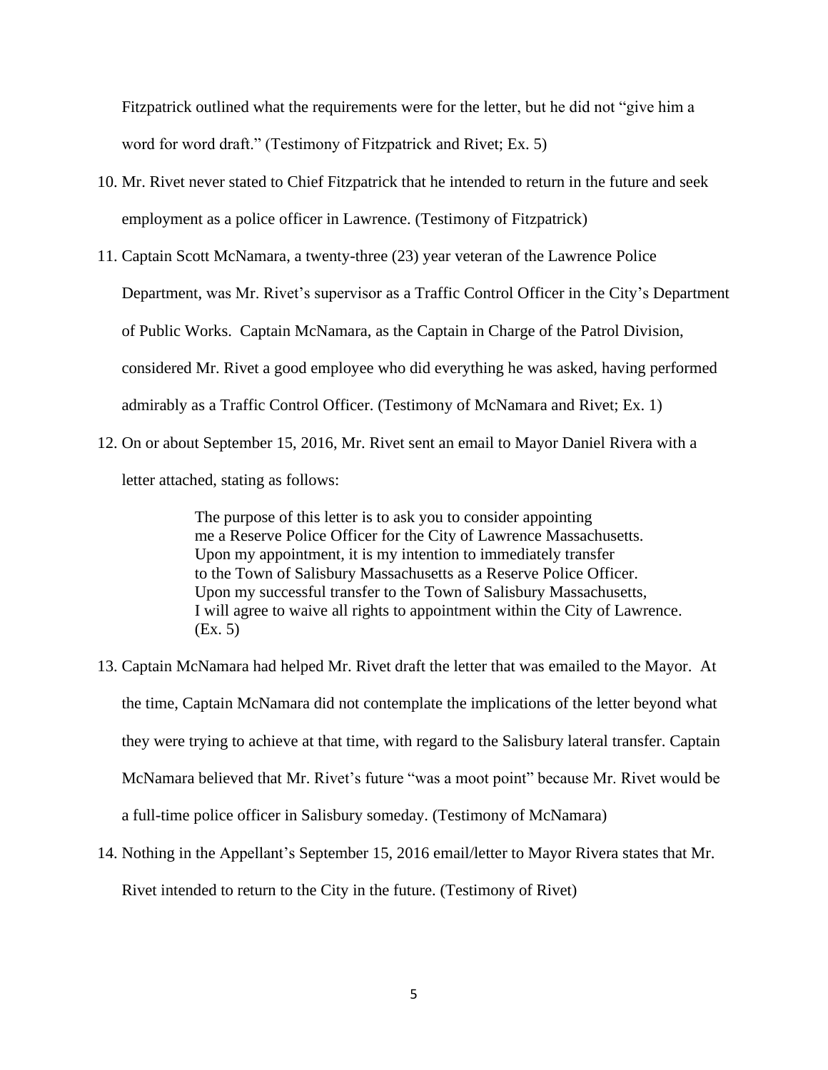Fitzpatrick outlined what the requirements were for the letter, but he did not "give him a word for word draft." (Testimony of Fitzpatrick and Rivet; Ex. 5)

10. Mr. Rivet never stated to Chief Fitzpatrick that he intended to return in the future and seek employment as a police officer in Lawrence. (Testimony of Fitzpatrick)

11. Captain Scott McNamara, a twenty-three (23) year veteran of the Lawrence Police Department, was Mr. Rivet's supervisor as a Traffic Control Officer in the City's Department of Public Works. Captain McNamara, as the Captain in Charge of the Patrol Division, considered Mr. Rivet a good employee who did everything he was asked, having performed admirably as a Traffic Control Officer. (Testimony of McNamara and Rivet; Ex. 1)

12. On or about September 15, 2016, Mr. Rivet sent an email to Mayor Daniel Rivera with a letter attached, stating as follows:

    > The purpose of this letter is to ask you to consider appointing me a Reserve Police Officer for the City of Lawrence Massachusetts. Upon my appointment, it is my intention to immediately transfer to the Town of Salisbury Massachusetts as a Reserve Police Officer. Upon my successful transfer to the Town of Salisbury Massachusetts, I will agree to waive all rights to appointment within the City of Lawrence. (Ex. 5)

13. Captain McNamara had helped Mr. Rivet draft the letter that was emailed to the Mayor. At the time, Captain McNamara did not contemplate the implications of the letter beyond what they were trying to achieve at that time, with regard to the Salisbury lateral transfer. Captain McNamara believed that Mr. Rivet's future "was a moot point" because Mr. Rivet would be a full-time police officer in Salisbury someday. (Testimony of McNamara)

14. Nothing in the Appellant's September 15, 2016 email/letter to Mayor Rivera states that Mr. Rivet intended to return to the City in the future. (Testimony of Rivet)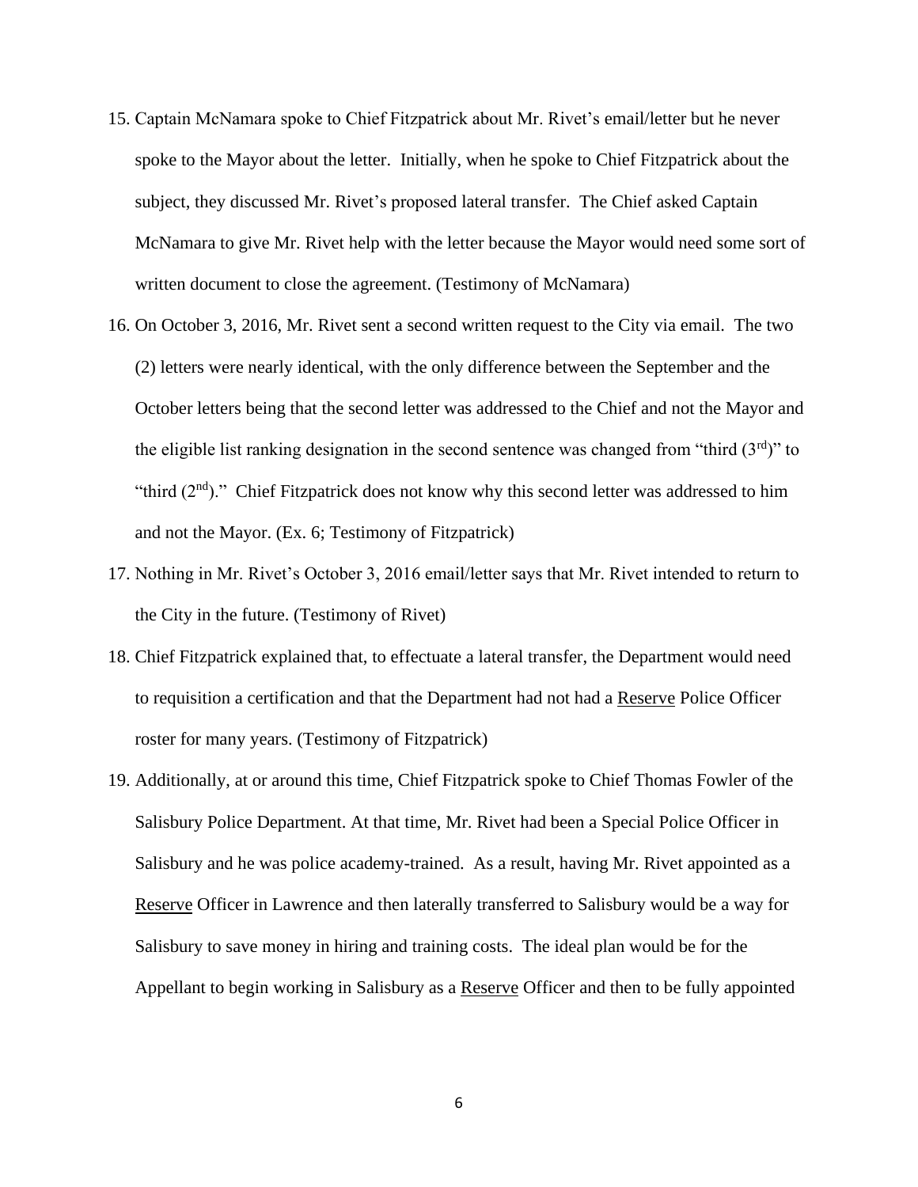15. Captain McNamara spoke to Chief Fitzpatrick about Mr. Rivet's email/letter but he never spoke to the Mayor about the letter. Initially, when he spoke to Chief Fitzpatrick about the subject, they discussed Mr. Rivet's proposed lateral transfer. The Chief asked Captain McNamara to give Mr. Rivet help with the letter because the Mayor would need some sort of written document to close the agreement. (Testimony of McNamara)

16. On October 3, 2016, Mr. Rivet sent a second written request to the City via email. The two (2) letters were nearly identical, with the only difference between the September and the October letters being that the second letter was addressed to the Chief and not the Mayor and the eligible list ranking designation in the second sentence was changed from "third (3rd)" to "third (2nd)." Chief Fitzpatrick does not know why this second letter was addressed to him and not the Mayor. (Ex. 6; Testimony of Fitzpatrick)

17. Nothing in Mr. Rivet's October 3, 2016 email/letter says that Mr. Rivet intended to return to the City in the future. (Testimony of Rivet)

18. Chief Fitzpatrick explained that, to effectuate a lateral transfer, the Department would need to requisition a certification and that the Department had not had a <u>Reserve</u> Police Officer roster for many years. (Testimony of Fitzpatrick)

19. Additionally, at or around this time, Chief Fitzpatrick spoke to Chief Thomas Fowler of the Salisbury Police Department. At that time, Mr. Rivet had been a Special Police Officer in Salisbury and he was police academy-trained. As a result, having Mr. Rivet appointed as a <u>Reserve</u> Officer in Lawrence and then laterally transferred to Salisbury would be a way for Salisbury to save money in hiring and training costs. The ideal plan would be for the Appellant to begin working in Salisbury as a <u>Reserve</u> Officer and then to be fully appointed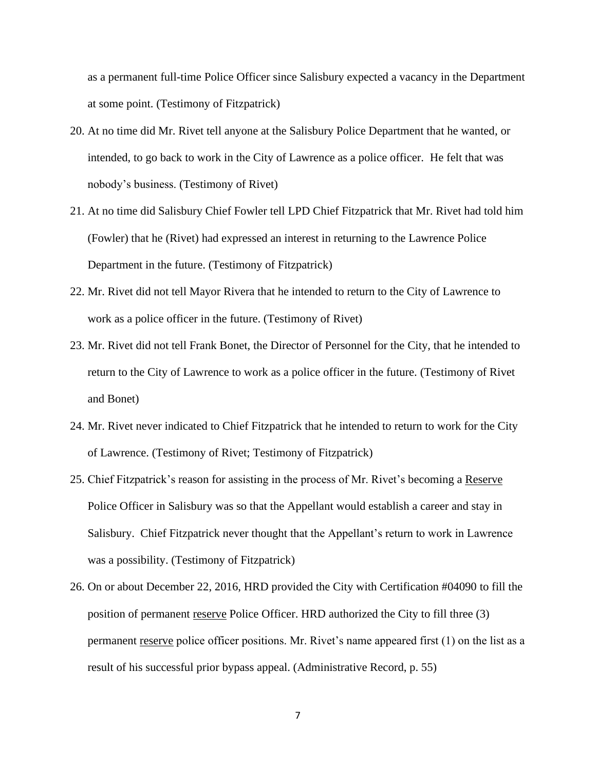as a permanent full-time Police Officer since Salisbury expected a vacancy in the Department at some point. (Testimony of Fitzpatrick)

20. At no time did Mr. Rivet tell anyone at the Salisbury Police Department that he wanted, or intended, to go back to work in the City of Lawrence as a police officer. He felt that was nobody's business. (Testimony of Rivet)

21. At no time did Salisbury Chief Fowler tell LPD Chief Fitzpatrick that Mr. Rivet had told him (Fowler) that he (Rivet) had expressed an interest in returning to the Lawrence Police Department in the future. (Testimony of Fitzpatrick)

22. Mr. Rivet did not tell Mayor Rivera that he intended to return to the City of Lawrence to work as a police officer in the future. (Testimony of Rivet)

23. Mr. Rivet did not tell Frank Bonet, the Director of Personnel for the City, that he intended to return to the City of Lawrence to work as a police officer in the future. (Testimony of Rivet and Bonet)

24. Mr. Rivet never indicated to Chief Fitzpatrick that he intended to return to work for the City of Lawrence. (Testimony of Rivet; Testimony of Fitzpatrick)

25. Chief Fitzpatrick's reason for assisting in the process of Mr. Rivet's becoming a <u>Reserve</u> Police Officer in Salisbury was so that the Appellant would establish a career and stay in Salisbury. Chief Fitzpatrick never thought that the Appellant's return to work in Lawrence was a possibility. (Testimony of Fitzpatrick)

26. On or about December 22, 2016, HRD provided the City with Certification #04090 to fill the position of permanent <u>reserve</u> Police Officer. HRD authorized the City to fill three (3) permanent <u>reserve</u> police officer positions. Mr. Rivet's name appeared first (1) on the list as a result of his successful prior bypass appeal. (Administrative Record, p. 55)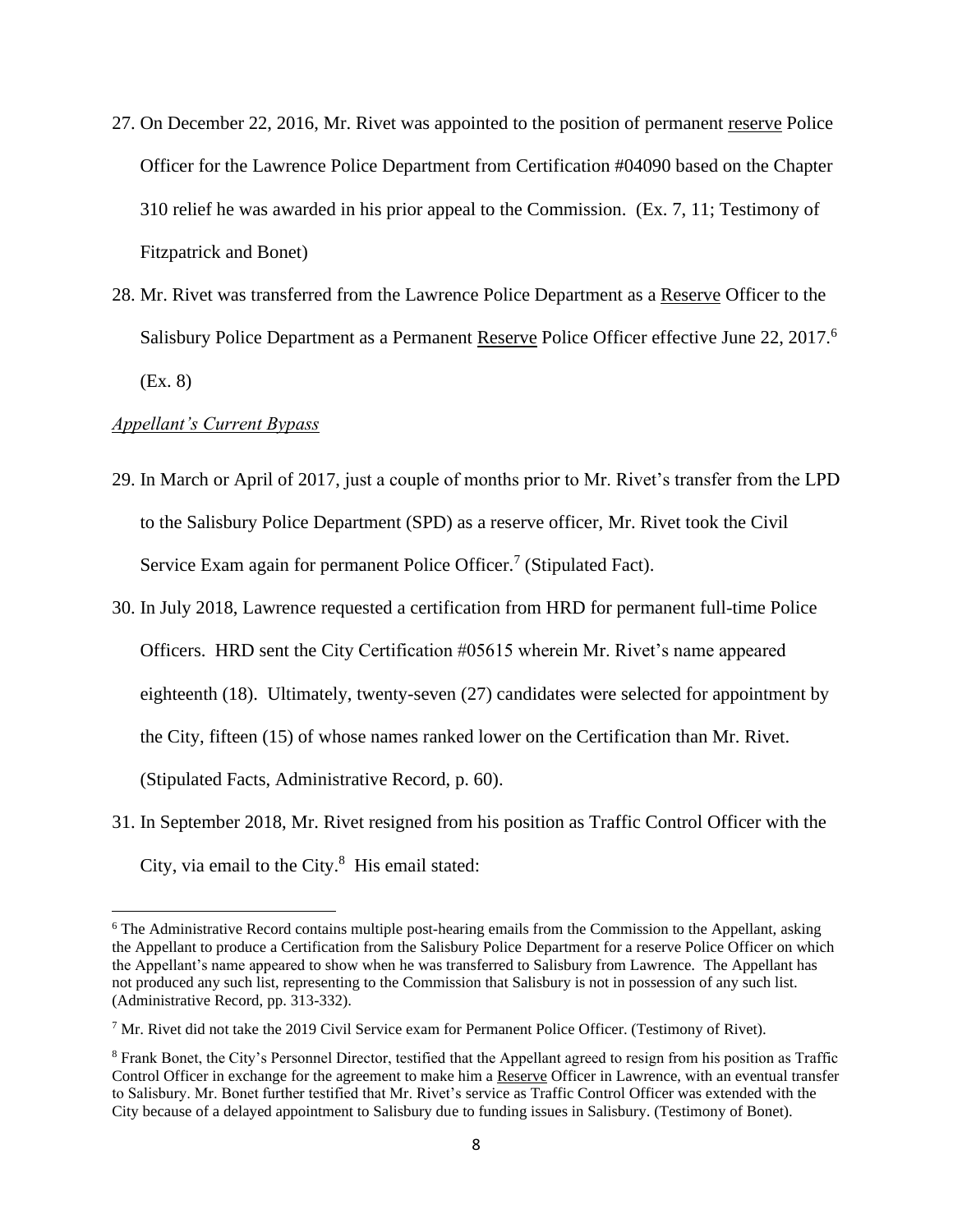27. On December 22, 2016, Mr. Rivet was appointed to the position of permanent reserve Police Officer for the Lawrence Police Department from Certification #04090 based on the Chapter 310 relief he was awarded in his prior appeal to the Commission. (Ex. 7, 11; Testimony of Fitzpatrick and Bonet)

28. Mr. Rivet was transferred from the Lawrence Police Department as a Reserve Officer to the Salisbury Police Department as a Permanent Reserve Police Officer effective June 22, 2017.[6] (Ex. 8)

*Appellant's Current Bypass*

29. In March or April of 2017, just a couple of months prior to Mr. Rivet's transfer from the LPD to the Salisbury Police Department (SPD) as a reserve officer, Mr. Rivet took the Civil Service Exam again for permanent Police Officer.[7] (Stipulated Fact).

30. In July 2018, Lawrence requested a certification from HRD for permanent full-time Police Officers. HRD sent the City Certification #05615 wherein Mr. Rivet's name appeared eighteenth (18). Ultimately, twenty-seven (27) candidates were selected for appointment by the City, fifteen (15) of whose names ranked lower on the Certification than Mr. Rivet. (Stipulated Facts, Administrative Record, p. 60).

31. In September 2018, Mr. Rivet resigned from his position as Traffic Control Officer with the City, via email to the City.[8] His email stated:

---

[6] The Administrative Record contains multiple post-hearing emails from the Commission to the Appellant, asking the Appellant to produce a Certification from the Salisbury Police Department for a reserve Police Officer on which the Appellant's name appeared to show when he was transferred to Salisbury from Lawrence. The Appellant has not produced any such list, representing to the Commission that Salisbury is not in possession of any such list. (Administrative Record, pp. 313-332).

[7] Mr. Rivet did not take the 2019 Civil Service exam for Permanent Police Officer. (Testimony of Rivet).

[8] Frank Bonet, the City's Personnel Director, testified that the Appellant agreed to resign from his position as Traffic Control Officer in exchange for the agreement to make him a Reserve Officer in Lawrence, with an eventual transfer to Salisbury. Mr. Bonet further testified that Mr. Rivet's service as Traffic Control Officer was extended with the City because of a delayed appointment to Salisbury due to funding issues in Salisbury. (Testimony of Bonet).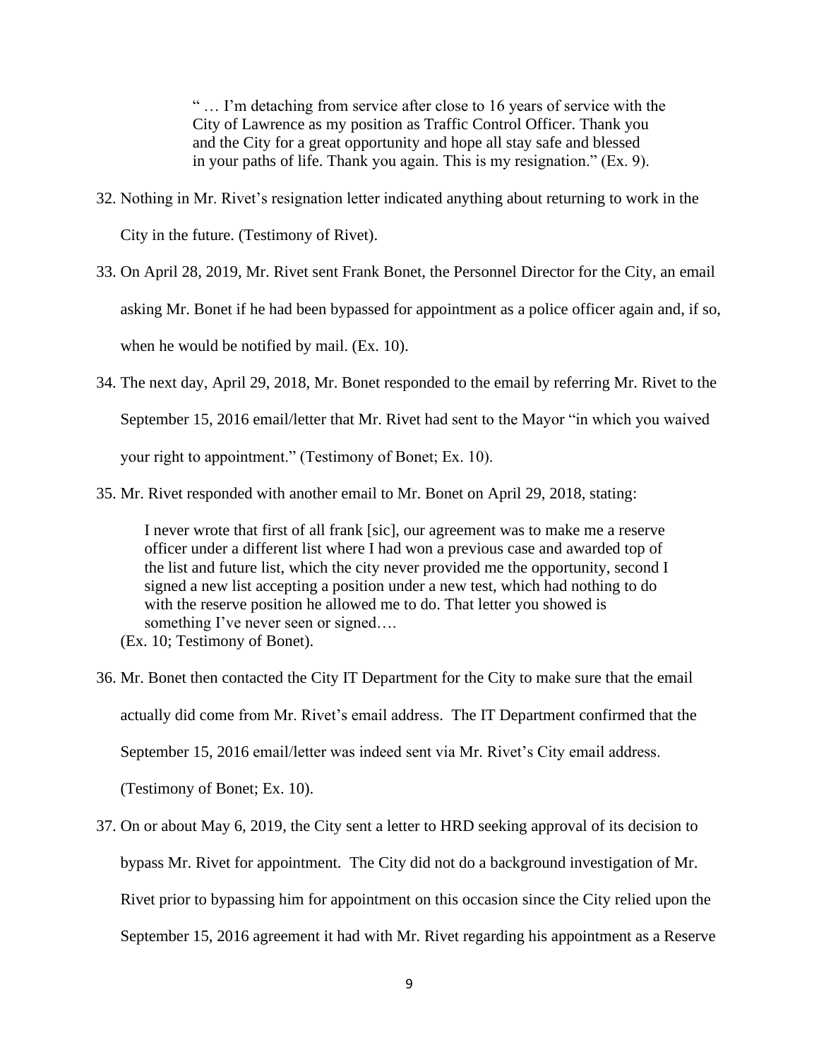> " … I'm detaching from service after close to 16 years of service with the City of Lawrence as my position as Traffic Control Officer. Thank you and the City for a great opportunity and hope all stay safe and blessed in your paths of life. Thank you again. This is my resignation." (Ex. 9).

32. Nothing in Mr. Rivet's resignation letter indicated anything about returning to work in the City in the future. (Testimony of Rivet).

33. On April 28, 2019, Mr. Rivet sent Frank Bonet, the Personnel Director for the City, an email asking Mr. Bonet if he had been bypassed for appointment as a police officer again and, if so, when he would be notified by mail. (Ex. 10).

34. The next day, April 29, 2018, Mr. Bonet responded to the email by referring Mr. Rivet to the September 15, 2016 email/letter that Mr. Rivet had sent to the Mayor "in which you waived your right to appointment." (Testimony of Bonet; Ex. 10).

35. Mr. Rivet responded with another email to Mr. Bonet on April 29, 2018, stating:

> I never wrote that first of all frank [sic], our agreement was to make me a reserve officer under a different list where I had won a previous case and awarded top of the list and future list, which the city never provided me the opportunity, second I signed a new list accepting a position under a new test, which had nothing to do with the reserve position he allowed me to do. That letter you showed is something I've never seen or signed….

(Ex. 10; Testimony of Bonet).

36. Mr. Bonet then contacted the City IT Department for the City to make sure that the email actually did come from Mr. Rivet's email address. The IT Department confirmed that the September 15, 2016 email/letter was indeed sent via Mr. Rivet's City email address. (Testimony of Bonet; Ex. 10).

37. On or about May 6, 2019, the City sent a letter to HRD seeking approval of its decision to bypass Mr. Rivet for appointment. The City did not do a background investigation of Mr. Rivet prior to bypassing him for appointment on this occasion since the City relied upon the September 15, 2016 agreement it had with Mr. Rivet regarding his appointment as a Reserve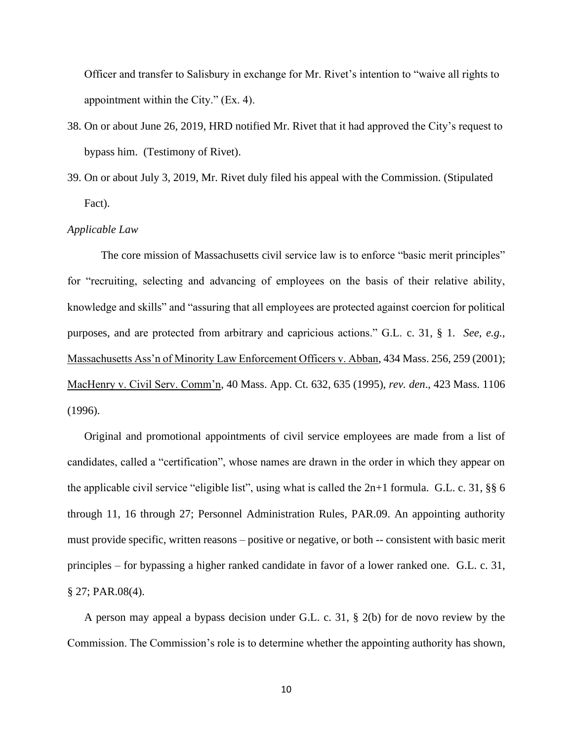Officer and transfer to Salisbury in exchange for Mr. Rivet's intention to "waive all rights to appointment within the City." (Ex. 4).

38. On or about June 26, 2019, HRD notified Mr. Rivet that it had approved the City's request to bypass him. (Testimony of Rivet).
39. On or about July 3, 2019, Mr. Rivet duly filed his appeal with the Commission. (Stipulated Fact).

*Applicable Law*

The core mission of Massachusetts civil service law is to enforce "basic merit principles" for "recruiting, selecting and advancing of employees on the basis of their relative ability, knowledge and skills" and "assuring that all employees are protected against coercion for political purposes, and are protected from arbitrary and capricious actions." G.L. c. 31, § 1. *See, e.g.*, Massachusetts Ass'n of Minority Law Enforcement Officers v. Abban, 434 Mass. 256, 259 (2001); MacHenry v. Civil Serv. Comm'n, 40 Mass. App. Ct. 632, 635 (1995), *rev. den*., 423 Mass. 1106 (1996).

Original and promotional appointments of civil service employees are made from a list of candidates, called a "certification", whose names are drawn in the order in which they appear on the applicable civil service "eligible list", using what is called the 2n+1 formula. G.L. c. 31, §§ 6 through 11, 16 through 27; Personnel Administration Rules, PAR.09. An appointing authority must provide specific, written reasons – positive or negative, or both -- consistent with basic merit principles – for bypassing a higher ranked candidate in favor of a lower ranked one. G.L. c. 31, § 27; PAR.08(4).

A person may appeal a bypass decision under G.L. c. 31, § 2(b) for de novo review by the Commission. The Commission's role is to determine whether the appointing authority has shown,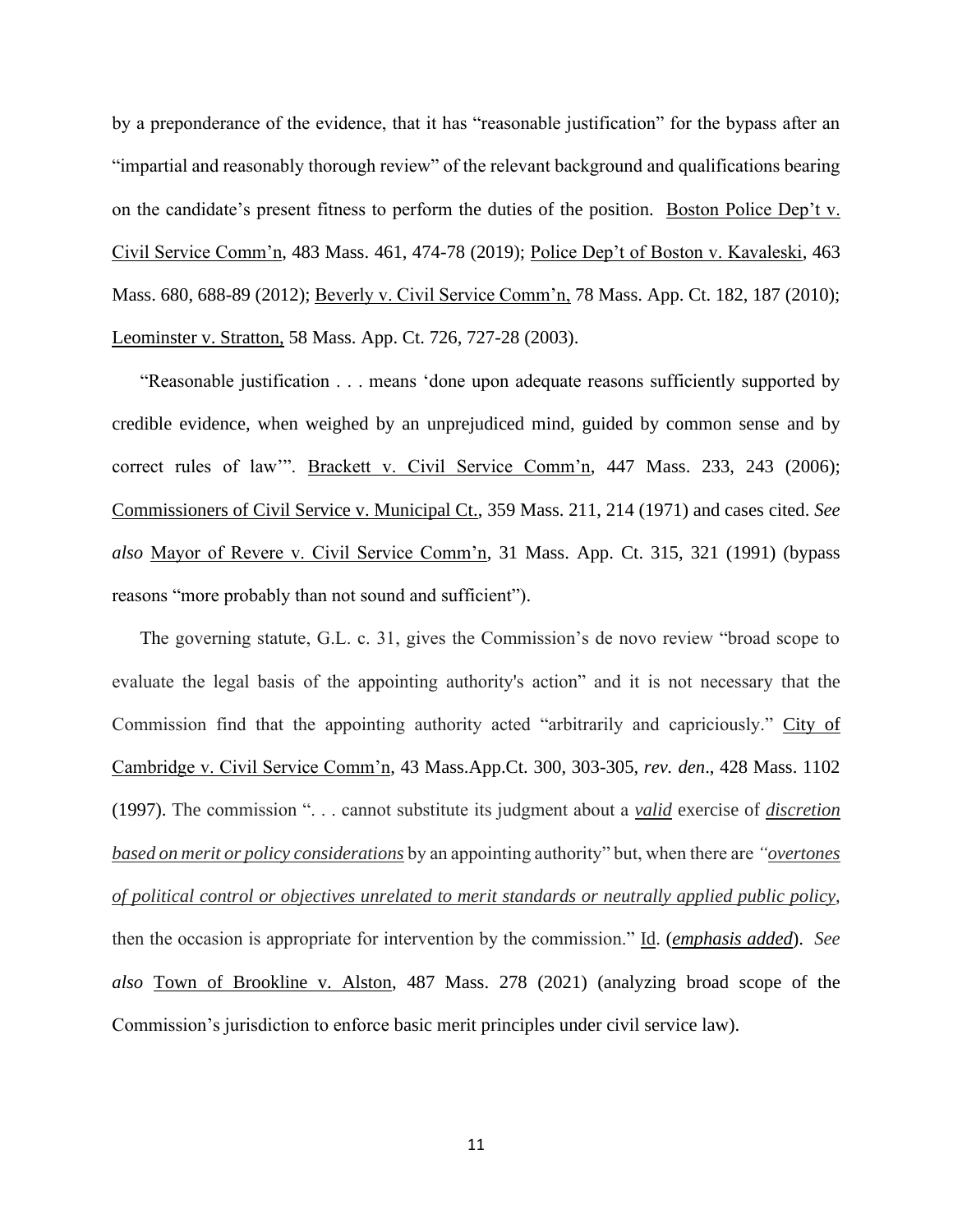by a preponderance of the evidence, that it has "reasonable justification" for the bypass after an "impartial and reasonably thorough review" of the relevant background and qualifications bearing on the candidate's present fitness to perform the duties of the position. Boston Police Dep't v. Civil Service Comm'n, 483 Mass. 461, 474-78 (2019); Police Dep't of Boston v. Kavaleski, 463 Mass. 680, 688-89 (2012); Beverly v. Civil Service Comm'n, 78 Mass. App. Ct. 182, 187 (2010); Leominster v. Stratton, 58 Mass. App. Ct. 726, 727-28 (2003).

"Reasonable justification . . . means 'done upon adequate reasons sufficiently supported by credible evidence, when weighed by an unprejudiced mind, guided by common sense and by correct rules of law'". Brackett v. Civil Service Comm'n, 447 Mass. 233, 243 (2006); Commissioners of Civil Service v. Municipal Ct., 359 Mass. 211, 214 (1971) and cases cited. *See also* Mayor of Revere v. Civil Service Comm'n, 31 Mass. App. Ct. 315, 321 (1991) (bypass reasons "more probably than not sound and sufficient").

The governing statute, G.L. c. 31, gives the Commission's de novo review "broad scope to evaluate the legal basis of the appointing authority's action" and it is not necessary that the Commission find that the appointing authority acted "arbitrarily and capriciously." City of Cambridge v. Civil Service Comm'n, 43 Mass.App.Ct. 300, 303-305, *rev. den*., 428 Mass. 1102 (1997). The commission ". . . cannot substitute its judgment about a ***valid*** exercise of ***discretion based on merit or policy considerations*** by an appointing authority" but, when there are *"overtones of political control or objectives unrelated to merit standards or neutrally applied public policy*, then the occasion is appropriate for intervention by the commission." Id. (***emphasis added***). *See also* Town of Brookline v. Alston, 487 Mass. 278 (2021) (analyzing broad scope of the Commission's jurisdiction to enforce basic merit principles under civil service law).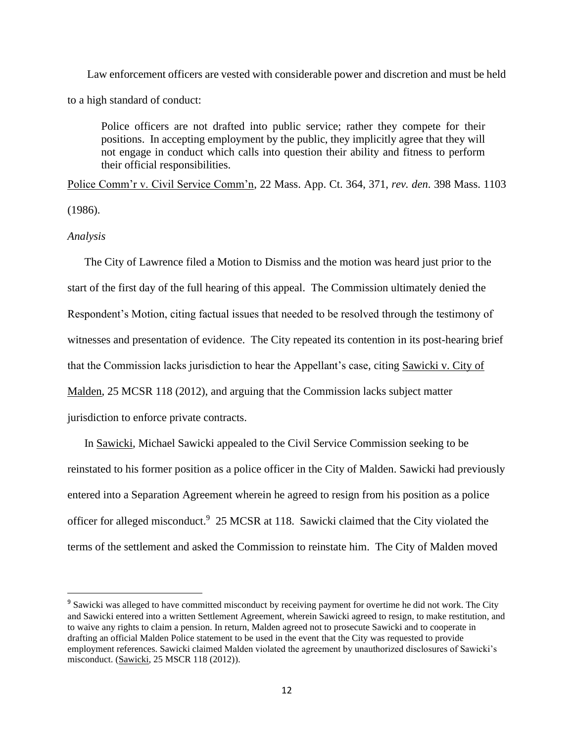Law enforcement officers are vested with considerable power and discretion and must be held to a high standard of conduct:

> Police officers are not drafted into public service; rather they compete for their positions. In accepting employment by the public, they implicitly agree that they will not engage in conduct which calls into question their ability and fitness to perform their official responsibilities.

Police Comm'r v. Civil Service Comm'n, 22 Mass. App. Ct. 364, 371, *rev. den.* 398 Mass. 1103 (1986).

*Analysis*

The City of Lawrence filed a Motion to Dismiss and the motion was heard just prior to the start of the first day of the full hearing of this appeal. The Commission ultimately denied the Respondent's Motion, citing factual issues that needed to be resolved through the testimony of witnesses and presentation of evidence. The City repeated its contention in its post-hearing brief that the Commission lacks jurisdiction to hear the Appellant's case, citing Sawicki v. City of Malden, 25 MCSR 118 (2012), and arguing that the Commission lacks subject matter jurisdiction to enforce private contracts.

In Sawicki, Michael Sawicki appealed to the Civil Service Commission seeking to be reinstated to his former position as a police officer in the City of Malden. Sawicki had previously entered into a Separation Agreement wherein he agreed to resign from his position as a police officer for alleged misconduct.[9] 25 MCSR at 118. Sawicki claimed that the City violated the terms of the settlement and asked the Commission to reinstate him. The City of Malden moved

[9] Sawicki was alleged to have committed misconduct by receiving payment for overtime he did not work. The City and Sawicki entered into a written Settlement Agreement, wherein Sawicki agreed to resign, to make restitution, and to waive any rights to claim a pension. In return, Malden agreed not to prosecute Sawicki and to cooperate in drafting an official Malden Police statement to be used in the event that the City was requested to provide employment references. Sawicki claimed Malden violated the agreement by unauthorized disclosures of Sawicki's misconduct. (Sawicki, 25 MSCR 118 (2012)).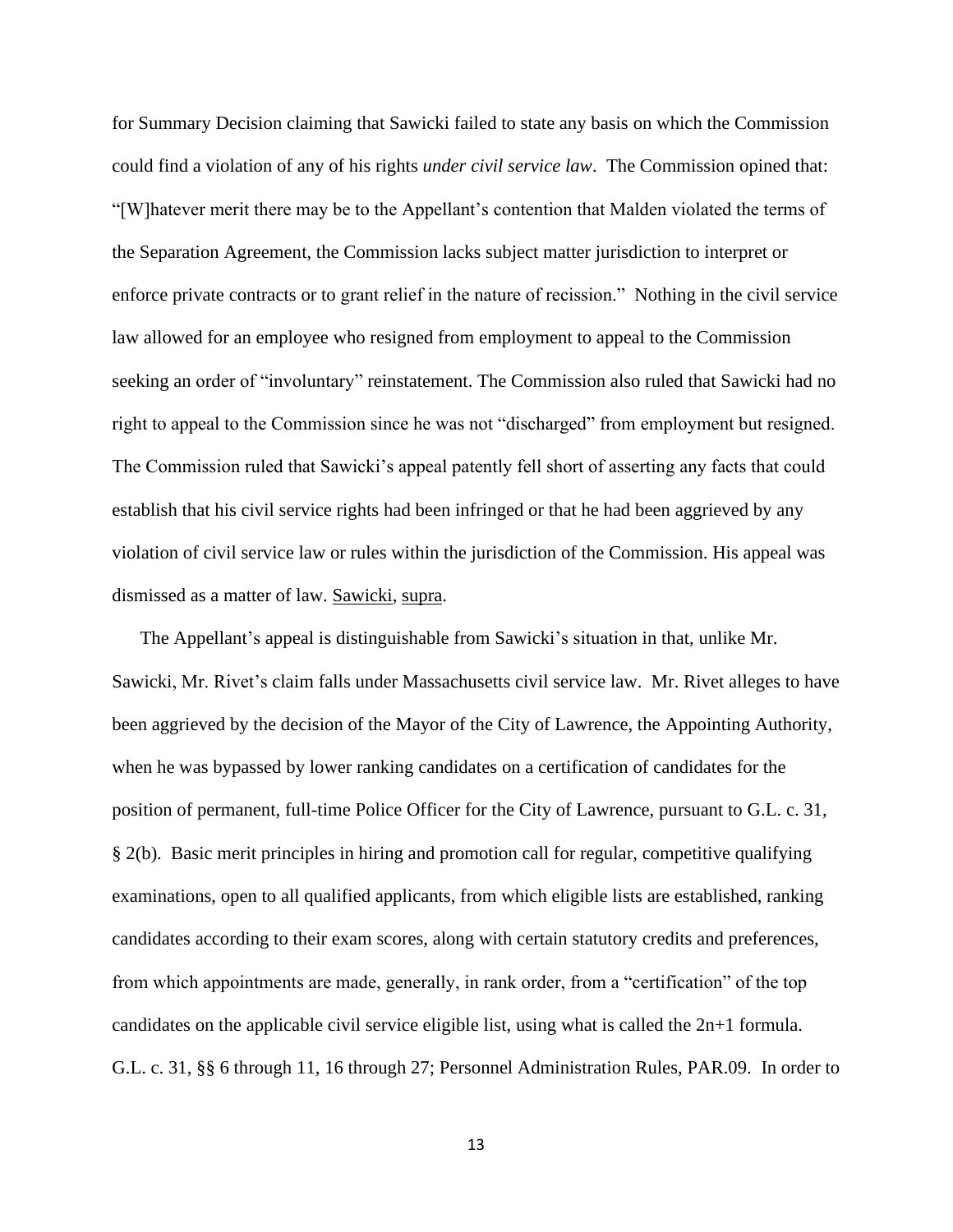for Summary Decision claiming that Sawicki failed to state any basis on which the Commission could find a violation of any of his rights *under civil service law*. The Commission opined that: "[W]hatever merit there may be to the Appellant's contention that Malden violated the terms of the Separation Agreement, the Commission lacks subject matter jurisdiction to interpret or enforce private contracts or to grant relief in the nature of recission." Nothing in the civil service law allowed for an employee who resigned from employment to appeal to the Commission seeking an order of "involuntary" reinstatement. The Commission also ruled that Sawicki had no right to appeal to the Commission since he was not "discharged" from employment but resigned. The Commission ruled that Sawicki's appeal patently fell short of asserting any facts that could establish that his civil service rights had been infringed or that he had been aggrieved by any violation of civil service law or rules within the jurisdiction of the Commission. His appeal was dismissed as a matter of law. Sawicki, supra.

The Appellant's appeal is distinguishable from Sawicki's situation in that, unlike Mr. Sawicki, Mr. Rivet's claim falls under Massachusetts civil service law. Mr. Rivet alleges to have been aggrieved by the decision of the Mayor of the City of Lawrence, the Appointing Authority, when he was bypassed by lower ranking candidates on a certification of candidates for the position of permanent, full-time Police Officer for the City of Lawrence, pursuant to G.L. c. 31, § 2(b). Basic merit principles in hiring and promotion call for regular, competitive qualifying examinations, open to all qualified applicants, from which eligible lists are established, ranking candidates according to their exam scores, along with certain statutory credits and preferences, from which appointments are made, generally, in rank order, from a "certification" of the top candidates on the applicable civil service eligible list, using what is called the 2n+1 formula. G.L. c. 31, §§ 6 through 11, 16 through 27; Personnel Administration Rules, PAR.09. In order to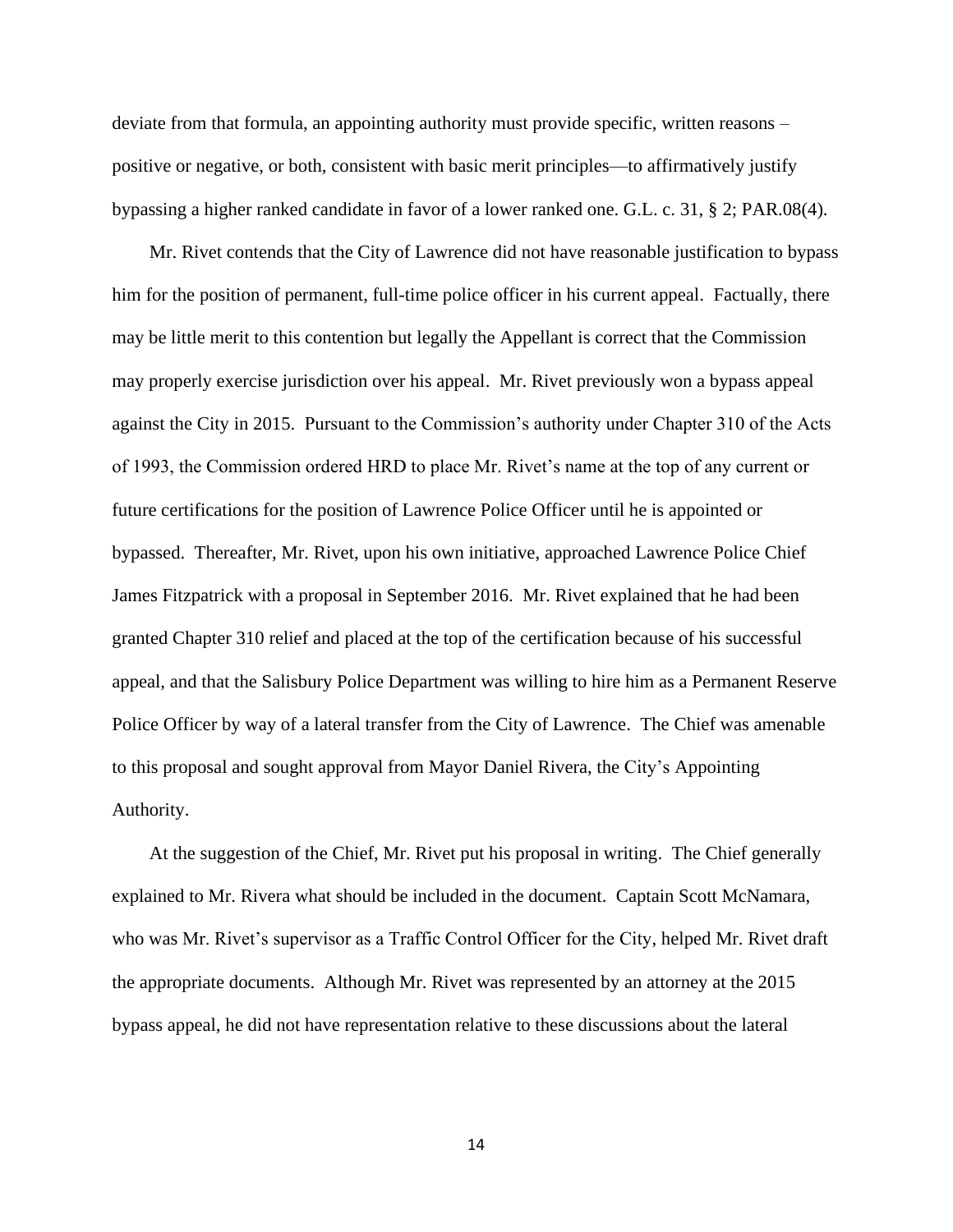deviate from that formula, an appointing authority must provide specific, written reasons – positive or negative, or both, consistent with basic merit principles—to affirmatively justify bypassing a higher ranked candidate in favor of a lower ranked one. G.L. c. 31, § 2; PAR.08(4).

Mr. Rivet contends that the City of Lawrence did not have reasonable justification to bypass him for the position of permanent, full-time police officer in his current appeal. Factually, there may be little merit to this contention but legally the Appellant is correct that the Commission may properly exercise jurisdiction over his appeal. Mr. Rivet previously won a bypass appeal against the City in 2015. Pursuant to the Commission's authority under Chapter 310 of the Acts of 1993, the Commission ordered HRD to place Mr. Rivet's name at the top of any current or future certifications for the position of Lawrence Police Officer until he is appointed or bypassed. Thereafter, Mr. Rivet, upon his own initiative, approached Lawrence Police Chief James Fitzpatrick with a proposal in September 2016. Mr. Rivet explained that he had been granted Chapter 310 relief and placed at the top of the certification because of his successful appeal, and that the Salisbury Police Department was willing to hire him as a Permanent Reserve Police Officer by way of a lateral transfer from the City of Lawrence. The Chief was amenable to this proposal and sought approval from Mayor Daniel Rivera, the City's Appointing Authority.

At the suggestion of the Chief, Mr. Rivet put his proposal in writing. The Chief generally explained to Mr. Rivera what should be included in the document. Captain Scott McNamara, who was Mr. Rivet's supervisor as a Traffic Control Officer for the City, helped Mr. Rivet draft the appropriate documents. Although Mr. Rivet was represented by an attorney at the 2015 bypass appeal, he did not have representation relative to these discussions about the lateral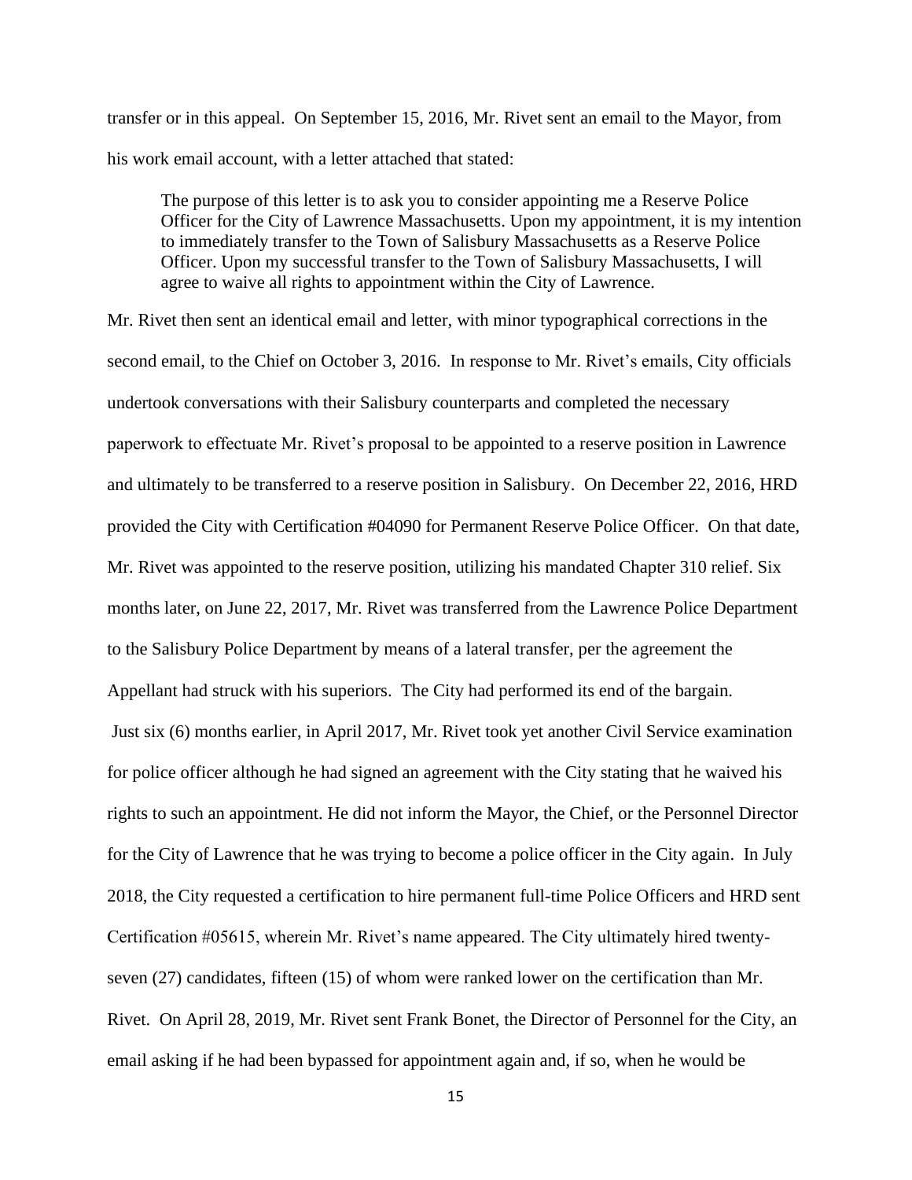transfer or in this appeal. On September 15, 2016, Mr. Rivet sent an email to the Mayor, from his work email account, with a letter attached that stated:

> The purpose of this letter is to ask you to consider appointing me a Reserve Police Officer for the City of Lawrence Massachusetts. Upon my appointment, it is my intention to immediately transfer to the Town of Salisbury Massachusetts as a Reserve Police Officer. Upon my successful transfer to the Town of Salisbury Massachusetts, I will agree to waive all rights to appointment within the City of Lawrence.

Mr. Rivet then sent an identical email and letter, with minor typographical corrections in the second email, to the Chief on October 3, 2016. In response to Mr. Rivet's emails, City officials undertook conversations with their Salisbury counterparts and completed the necessary paperwork to effectuate Mr. Rivet's proposal to be appointed to a reserve position in Lawrence and ultimately to be transferred to a reserve position in Salisbury. On December 22, 2016, HRD provided the City with Certification #04090 for Permanent Reserve Police Officer. On that date, Mr. Rivet was appointed to the reserve position, utilizing his mandated Chapter 310 relief. Six months later, on June 22, 2017, Mr. Rivet was transferred from the Lawrence Police Department to the Salisbury Police Department by means of a lateral transfer, per the agreement the Appellant had struck with his superiors. The City had performed its end of the bargain. Just six (6) months earlier, in April 2017, Mr. Rivet took yet another Civil Service examination for police officer although he had signed an agreement with the City stating that he waived his rights to such an appointment. He did not inform the Mayor, the Chief, or the Personnel Director for the City of Lawrence that he was trying to become a police officer in the City again. In July 2018, the City requested a certification to hire permanent full-time Police Officers and HRD sent Certification #05615, wherein Mr. Rivet's name appeared. The City ultimately hired twenty-seven (27) candidates, fifteen (15) of whom were ranked lower on the certification than Mr. Rivet. On April 28, 2019, Mr. Rivet sent Frank Bonet, the Director of Personnel for the City, an email asking if he had been bypassed for appointment again and, if so, when he would be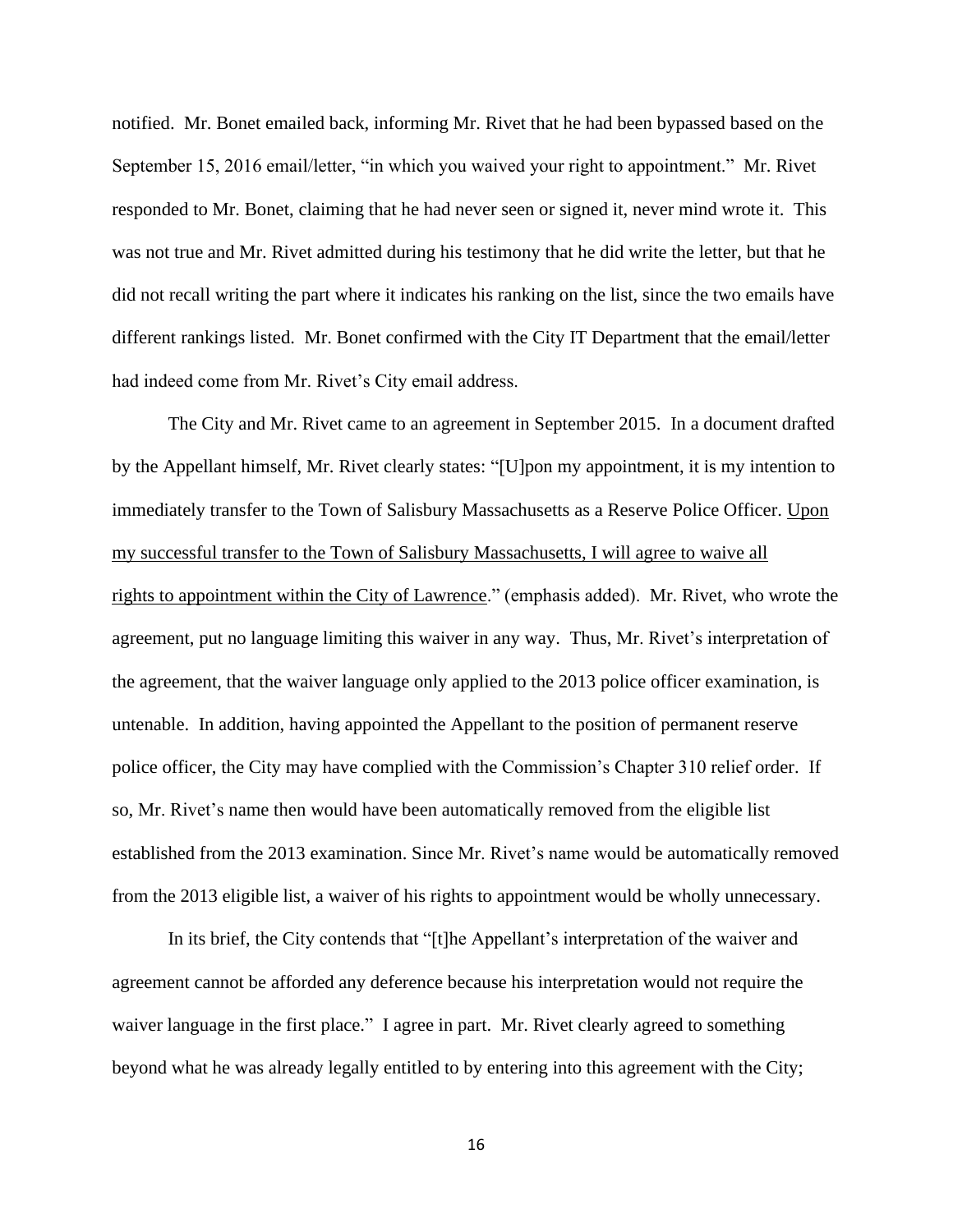notified. Mr. Bonet emailed back, informing Mr. Rivet that he had been bypassed based on the September 15, 2016 email/letter, "in which you waived your right to appointment." Mr. Rivet responded to Mr. Bonet, claiming that he had never seen or signed it, never mind wrote it. This was not true and Mr. Rivet admitted during his testimony that he did write the letter, but that he did not recall writing the part where it indicates his ranking on the list, since the two emails have different rankings listed. Mr. Bonet confirmed with the City IT Department that the email/letter had indeed come from Mr. Rivet's City email address.

The City and Mr. Rivet came to an agreement in September 2015. In a document drafted by the Appellant himself, Mr. Rivet clearly states: "[U]pon my appointment, it is my intention to immediately transfer to the Town of Salisbury Massachusetts as a Reserve Police Officer. <u>Upon my successful transfer to the Town of Salisbury Massachusetts, I will agree to waive all rights to appointment within the City of Lawrence</u>." (emphasis added). Mr. Rivet, who wrote the agreement, put no language limiting this waiver in any way. Thus, Mr. Rivet's interpretation of the agreement, that the waiver language only applied to the 2013 police officer examination, is untenable. In addition, having appointed the Appellant to the position of permanent reserve police officer, the City may have complied with the Commission's Chapter 310 relief order. If so, Mr. Rivet's name then would have been automatically removed from the eligible list established from the 2013 examination. Since Mr. Rivet's name would be automatically removed from the 2013 eligible list, a waiver of his rights to appointment would be wholly unnecessary.

In its brief, the City contends that "[t]he Appellant's interpretation of the waiver and agreement cannot be afforded any deference because his interpretation would not require the waiver language in the first place." I agree in part. Mr. Rivet clearly agreed to something beyond what he was already legally entitled to by entering into this agreement with the City;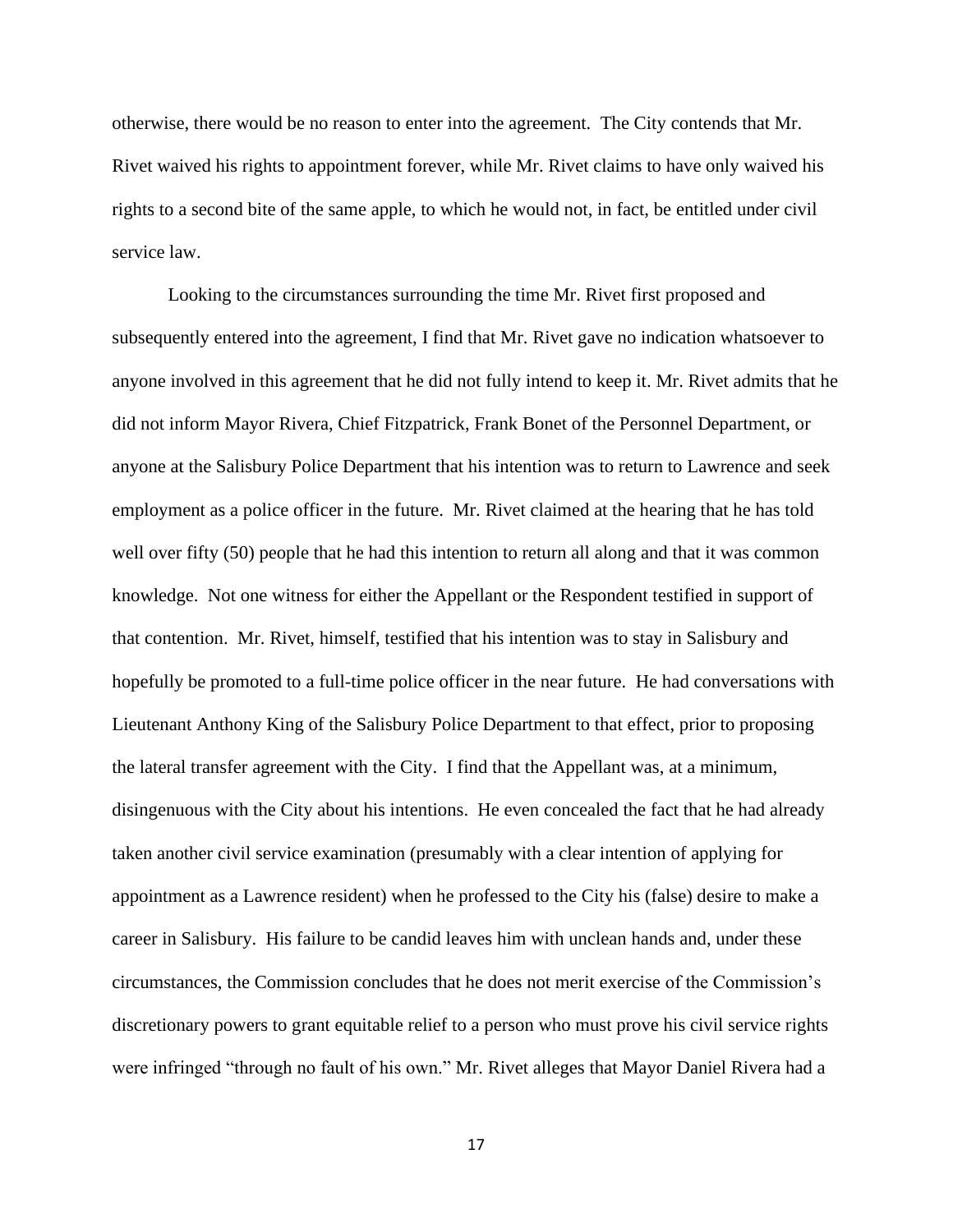otherwise, there would be no reason to enter into the agreement. The City contends that Mr. Rivet waived his rights to appointment forever, while Mr. Rivet claims to have only waived his rights to a second bite of the same apple, to which he would not, in fact, be entitled under civil service law.

Looking to the circumstances surrounding the time Mr. Rivet first proposed and subsequently entered into the agreement, I find that Mr. Rivet gave no indication whatsoever to anyone involved in this agreement that he did not fully intend to keep it. Mr. Rivet admits that he did not inform Mayor Rivera, Chief Fitzpatrick, Frank Bonet of the Personnel Department, or anyone at the Salisbury Police Department that his intention was to return to Lawrence and seek employment as a police officer in the future. Mr. Rivet claimed at the hearing that he has told well over fifty (50) people that he had this intention to return all along and that it was common knowledge. Not one witness for either the Appellant or the Respondent testified in support of that contention. Mr. Rivet, himself, testified that his intention was to stay in Salisbury and hopefully be promoted to a full-time police officer in the near future. He had conversations with Lieutenant Anthony King of the Salisbury Police Department to that effect, prior to proposing the lateral transfer agreement with the City. I find that the Appellant was, at a minimum, disingenuous with the City about his intentions. He even concealed the fact that he had already taken another civil service examination (presumably with a clear intention of applying for appointment as a Lawrence resident) when he professed to the City his (false) desire to make a career in Salisbury. His failure to be candid leaves him with unclean hands and, under these circumstances, the Commission concludes that he does not merit exercise of the Commission's discretionary powers to grant equitable relief to a person who must prove his civil service rights were infringed "through no fault of his own." Mr. Rivet alleges that Mayor Daniel Rivera had a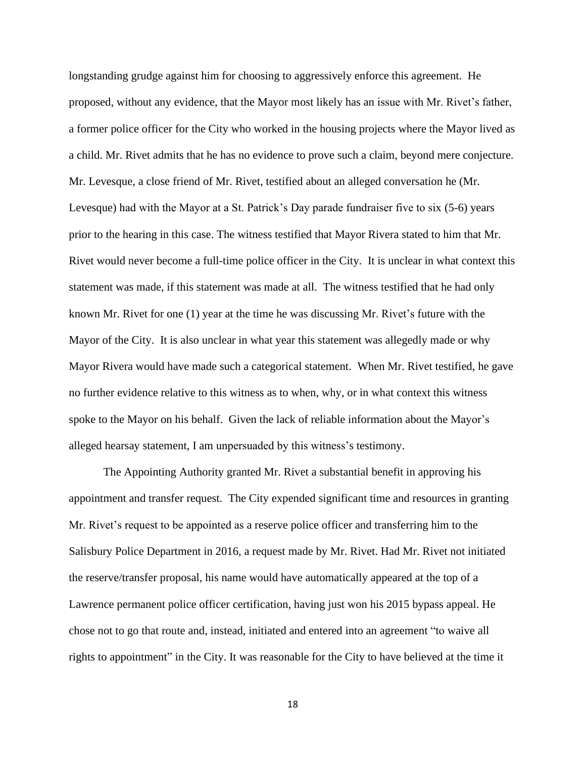longstanding grudge against him for choosing to aggressively enforce this agreement. He proposed, without any evidence, that the Mayor most likely has an issue with Mr. Rivet's father, a former police officer for the City who worked in the housing projects where the Mayor lived as a child. Mr. Rivet admits that he has no evidence to prove such a claim, beyond mere conjecture. Mr. Levesque, a close friend of Mr. Rivet, testified about an alleged conversation he (Mr. Levesque) had with the Mayor at a St. Patrick's Day parade fundraiser five to six (5-6) years prior to the hearing in this case. The witness testified that Mayor Rivera stated to him that Mr. Rivet would never become a full-time police officer in the City. It is unclear in what context this statement was made, if this statement was made at all. The witness testified that he had only known Mr. Rivet for one (1) year at the time he was discussing Mr. Rivet's future with the Mayor of the City. It is also unclear in what year this statement was allegedly made or why Mayor Rivera would have made such a categorical statement. When Mr. Rivet testified, he gave no further evidence relative to this witness as to when, why, or in what context this witness spoke to the Mayor on his behalf. Given the lack of reliable information about the Mayor's alleged hearsay statement, I am unpersuaded by this witness's testimony.

The Appointing Authority granted Mr. Rivet a substantial benefit in approving his appointment and transfer request. The City expended significant time and resources in granting Mr. Rivet's request to be appointed as a reserve police officer and transferring him to the Salisbury Police Department in 2016, a request made by Mr. Rivet. Had Mr. Rivet not initiated the reserve/transfer proposal, his name would have automatically appeared at the top of a Lawrence permanent police officer certification, having just won his 2015 bypass appeal. He chose not to go that route and, instead, initiated and entered into an agreement "to waive all rights to appointment" in the City. It was reasonable for the City to have believed at the time it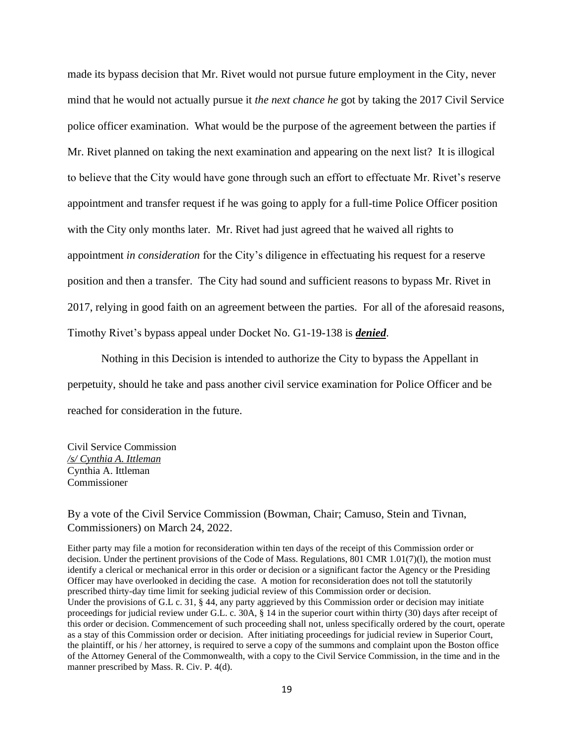made its bypass decision that Mr. Rivet would not pursue future employment in the City, never mind that he would not actually pursue it *the next chance he* got by taking the 2017 Civil Service police officer examination. What would be the purpose of the agreement between the parties if Mr. Rivet planned on taking the next examination and appearing on the next list? It is illogical to believe that the City would have gone through such an effort to effectuate Mr. Rivet's reserve appointment and transfer request if he was going to apply for a full-time Police Officer position with the City only months later. Mr. Rivet had just agreed that he waived all rights to appointment *in consideration* for the City's diligence in effectuating his request for a reserve position and then a transfer. The City had sound and sufficient reasons to bypass Mr. Rivet in 2017, relying in good faith on an agreement between the parties. For all of the aforesaid reasons, Timothy Rivet's bypass appeal under Docket No. G1-19-138 is ***denied***.

Nothing in this Decision is intended to authorize the City to bypass the Appellant in perpetuity, should he take and pass another civil service examination for Police Officer and be reached for consideration in the future.

Civil Service Commission
*/s/ Cynthia A. Ittleman*
Cynthia A. Ittleman
Commissioner

By a vote of the Civil Service Commission (Bowman, Chair; Camuso, Stein and Tivnan, Commissioners) on March 24, 2022.

Either party may file a motion for reconsideration within ten days of the receipt of this Commission order or decision. Under the pertinent provisions of the Code of Mass. Regulations, 801 CMR 1.01(7)(l), the motion must identify a clerical or mechanical error in this order or decision or a significant factor the Agency or the Presiding Officer may have overlooked in deciding the case. A motion for reconsideration does not toll the statutorily prescribed thirty-day time limit for seeking judicial review of this Commission order or decision.
Under the provisions of G.L c. 31, § 44, any party aggrieved by this Commission order or decision may initiate proceedings for judicial review under G.L. c. 30A, § 14 in the superior court within thirty (30) days after receipt of this order or decision. Commencement of such proceeding shall not, unless specifically ordered by the court, operate as a stay of this Commission order or decision. After initiating proceedings for judicial review in Superior Court, the plaintiff, or his / her attorney, is required to serve a copy of the summons and complaint upon the Boston office of the Attorney General of the Commonwealth, with a copy to the Civil Service Commission, in the time and in the manner prescribed by Mass. R. Civ. P. 4(d).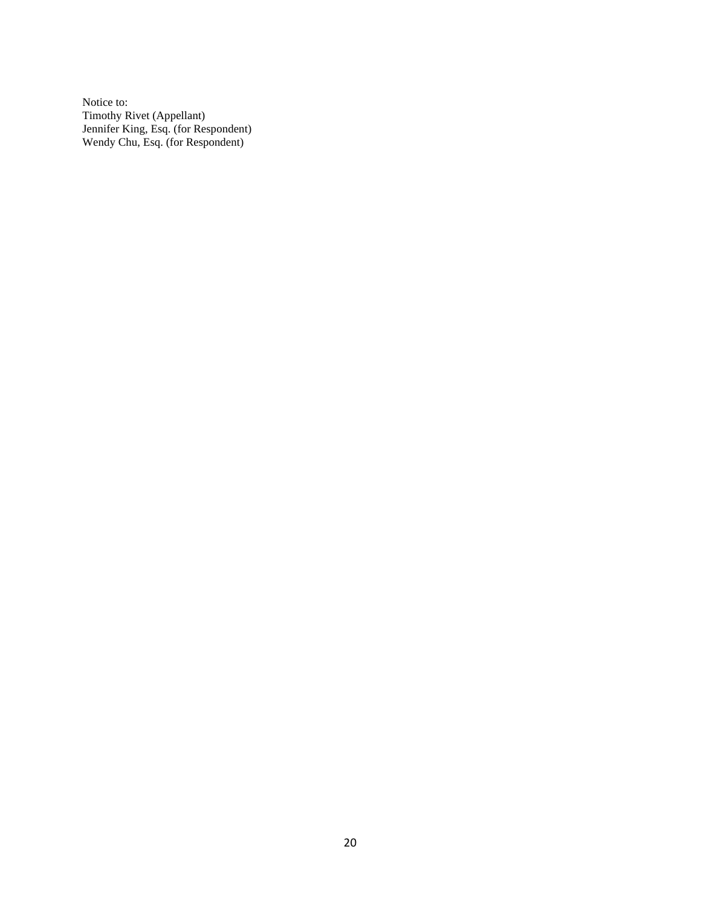Notice to:
Timothy Rivet (Appellant)
Jennifer King, Esq. (for Respondent)
Wendy Chu, Esq. (for Respondent)